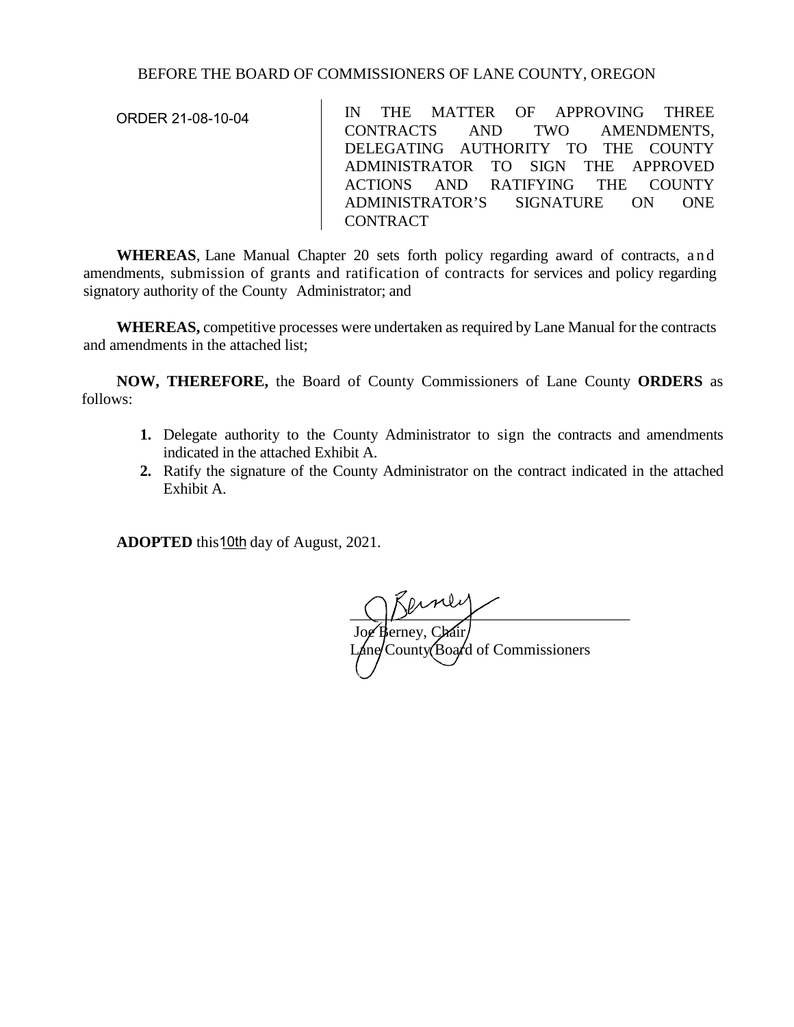BEFORE THE BOARD OF COMMISSIONERS OF LANE COUNTY, OREGON

ORDER 21-08-10-04

IN THE MATTER OF APPROVING THREE CONTRACTS AND TWO AMENDMENTS, DELEGATING AUTHORITY TO THE COUNTY ADMINISTRATOR TO SIGN THE APPROVED ACTIONS AND RATIFYING THE COUNTY ADMINISTRATOR'S SIGNATURE ON ONE CONTRACT

**WHEREAS**, Lane Manual Chapter 20 sets forth policy regarding award of contracts, and amendments, submission of grants and ratification of contracts for services and policy regarding signatory authority of the County Administrator; and

**WHEREAS,** competitive processes were undertaken as required by Lane Manual for the contracts and amendments in the attached list;

**NOW, THEREFORE,** the Board of County Commissioners of Lane County **ORDERS** as follows:

1. Delegate authority to the County Administrator to sign the contracts and amendments indicated in the attached Exhibit A.
2. Ratify the signature of the County Administrator on the contract indicated in the attached Exhibit A.

**ADOPTED** this 10th day of August, 2021.

Joe Berney, Chair
Lane County Board of Commissioners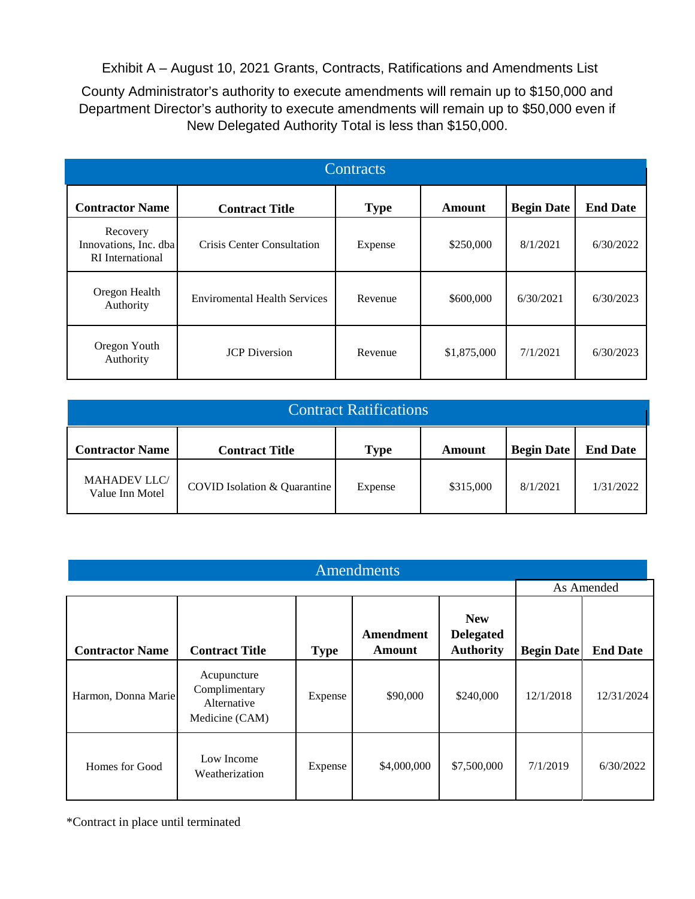Exhibit A – August 10, 2021 Grants, Contracts, Ratifications and Amendments List

County Administrator's authority to execute amendments will remain up to $150,000 and Department Director's authority to execute amendments will remain up to $50,000 even if New Delegated Authority Total is less than $150,000.

## Contracts

| Contractor Name | Contract Title | Type | Amount | Begin Date | End Date |
|---|---|---|---|---|---|
| Recovery Innovations, Inc. dba RI International | Crisis Center Consultation | Expense | $250,000 | 8/1/2021 | 6/30/2022 |
| Oregon Health Authority | Enviromental Health Services | Revenue | $600,000 | 6/30/2021 | 6/30/2023 |
| Oregon Youth Authority | JCP Diversion | Revenue | $1,875,000 | 7/1/2021 | 6/30/2023 |

## Contract Ratifications

| Contractor Name | Contract Title | Type | Amount | Begin Date | End Date |
|---|---|---|---|---|---|
| MAHADEV LLC/ Value Inn Motel | COVID Isolation & Quarantine | Expense | $315,000 | 8/1/2021 | 1/31/2022 |

## Amendments

| | | | | | As Amended | |
|---|---|---|---|---|---|---|
| Contractor Name | Contract Title | Type | Amendment Amount | New Delegated Authority | Begin Date | End Date |
| Harmon, Donna Marie | Acupuncture Complimentary Alternative Medicine (CAM) | Expense | $90,000 | $240,000 | 12/1/2018 | 12/31/2024 |
| Homes for Good | Low Income Weatherization | Expense | $4,000,000 | $7,500,000 | 7/1/2019 | 6/30/2022 |

*Contract in place until terminated